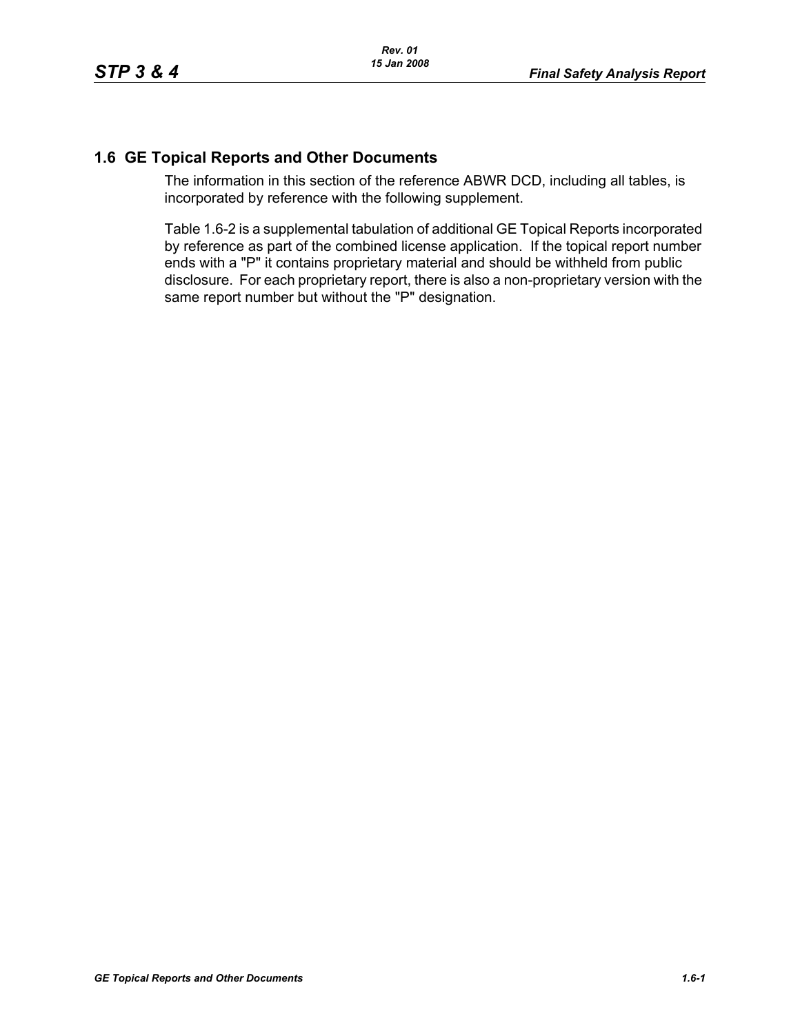## 1.6 GE Topical Reports and Other Documents

The information in this section of the reference ABWR DCD, including all tables, is incorporated by reference with the following supplement.

Table 1.6-2 is a supplemental tabulation of additional GE Topical Reports incorporated by reference as part of the combined license application. If the topical report number ends with a "P" it contains proprietary material and should be withheld from public disclosure. For each proprietary report, there is also a non-proprietary version with the same report number but without the "P" designation.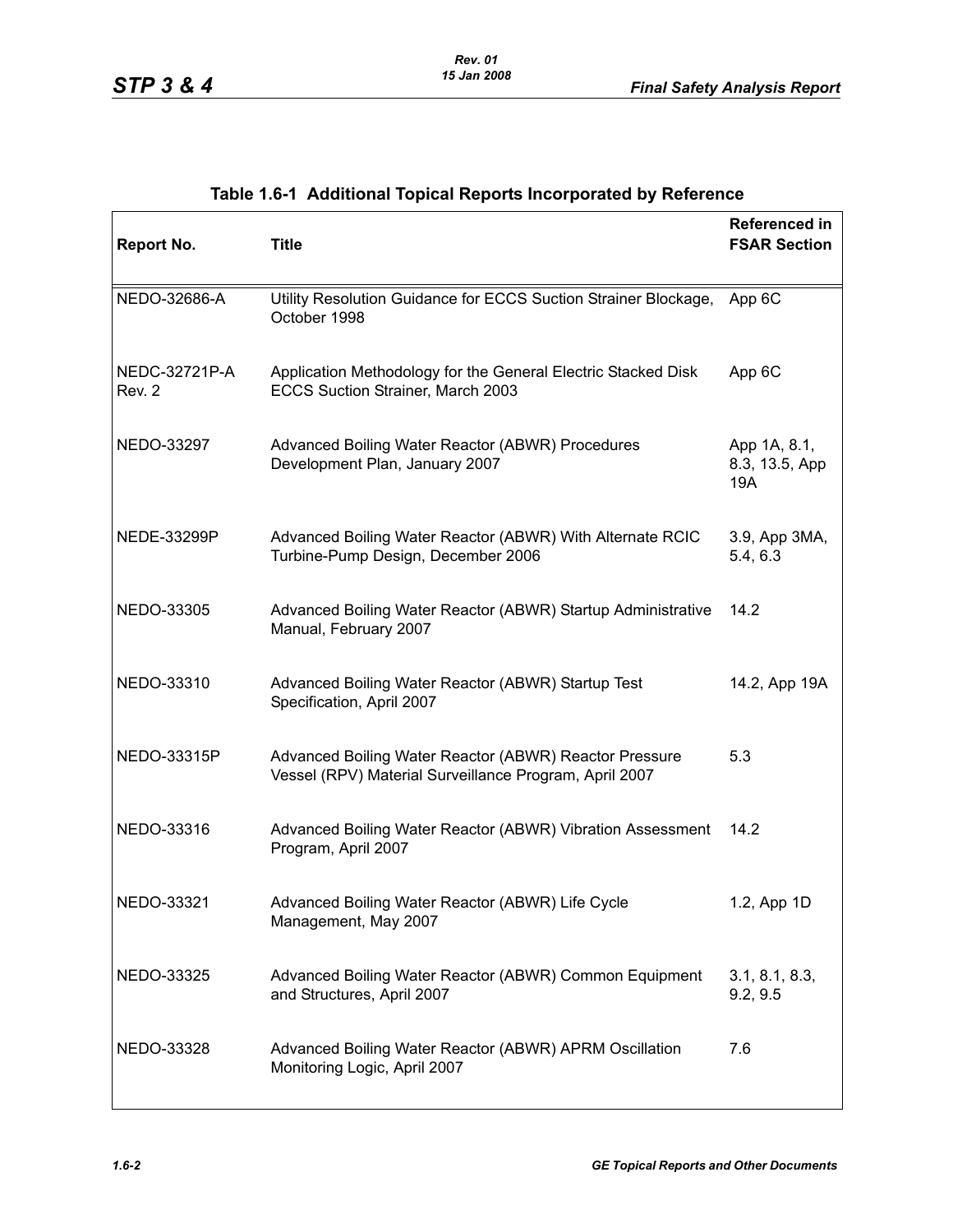## Table 1.6-1 Additional Topical Reports Incorporated by Reference

| Report No. | Title | Referenced in FSAR Section |
|---|---|---|
| NEDO-32686-A | Utility Resolution Guidance for ECCS Suction Strainer Blockage, October 1998 | App 6C |
| NEDC-32721P-A Rev. 2 | Application Methodology for the General Electric Stacked Disk ECCS Suction Strainer, March 2003 | App 6C |
| NEDO-33297 | Advanced Boiling Water Reactor (ABWR) Procedures Development Plan, January 2007 | App 1A, 8.1, 8.3, 13.5, App 19A |
| NEDE-33299P | Advanced Boiling Water Reactor (ABWR) With Alternate RCIC Turbine-Pump Design, December 2006 | 3.9, App 3MA, 5.4, 6.3 |
| NEDO-33305 | Advanced Boiling Water Reactor (ABWR) Startup Administrative Manual, February 2007 | 14.2 |
| NEDO-33310 | Advanced Boiling Water Reactor (ABWR) Startup Test Specification, April 2007 | 14.2, App 19A |
| NEDO-33315P | Advanced Boiling Water Reactor (ABWR) Reactor Pressure Vessel (RPV) Material Surveillance Program, April 2007 | 5.3 |
| NEDO-33316 | Advanced Boiling Water Reactor (ABWR) Vibration Assessment Program, April 2007 | 14.2 |
| NEDO-33321 | Advanced Boiling Water Reactor (ABWR) Life Cycle Management, May 2007 | 1.2, App 1D |
| NEDO-33325 | Advanced Boiling Water Reactor (ABWR) Common Equipment and Structures, April 2007 | 3.1, 8.1, 8.3, 9.2, 9.5 |
| NEDO-33328 | Advanced Boiling Water Reactor (ABWR) APRM Oscillation Monitoring Logic, April 2007 | 7.6 |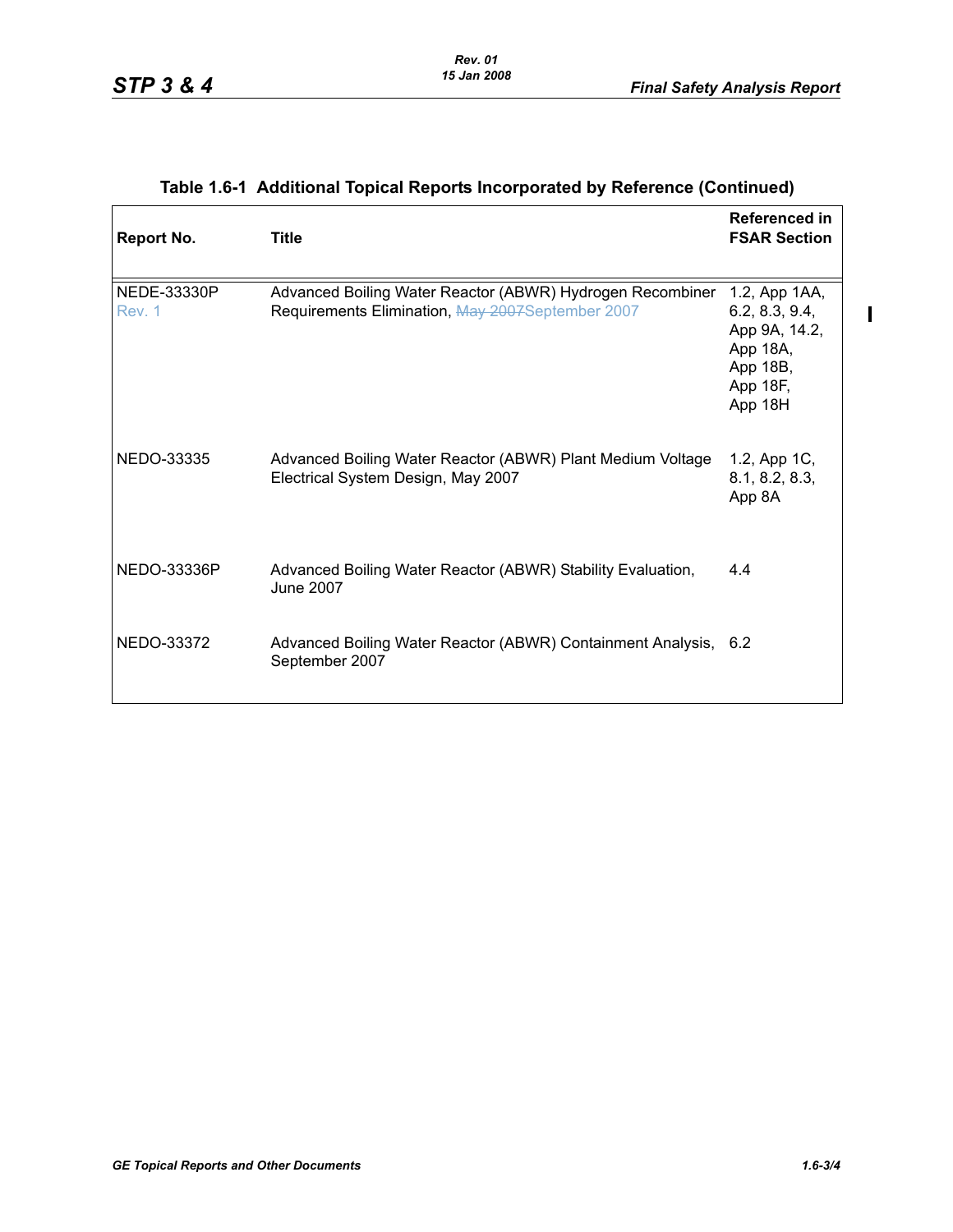## Table 1.6-1 Additional Topical Reports Incorporated by Reference (Continued)

| Report No. | Title | Referenced in FSAR Section |
| --- | --- | --- |
| NEDE-33330P Rev. 1 | Advanced Boiling Water Reactor (ABWR) Hydrogen Recombiner Requirements Elimination, ~~May 2007~~September 2007 | 1.2, App 1AA, 6.2, 8.3, 9.4, App 9A, 14.2, App 18A, App 18B, App 18F, App 18H |
| NEDO-33335 | Advanced Boiling Water Reactor (ABWR) Plant Medium Voltage Electrical System Design, May 2007 | 1.2, App 1C, 8.1, 8.2, 8.3, App 8A |
| NEDO-33336P | Advanced Boiling Water Reactor (ABWR) Stability Evaluation, June 2007 | 4.4 |
| NEDO-33372 | Advanced Boiling Water Reactor (ABWR) Containment Analysis, September 2007 | 6.2 |